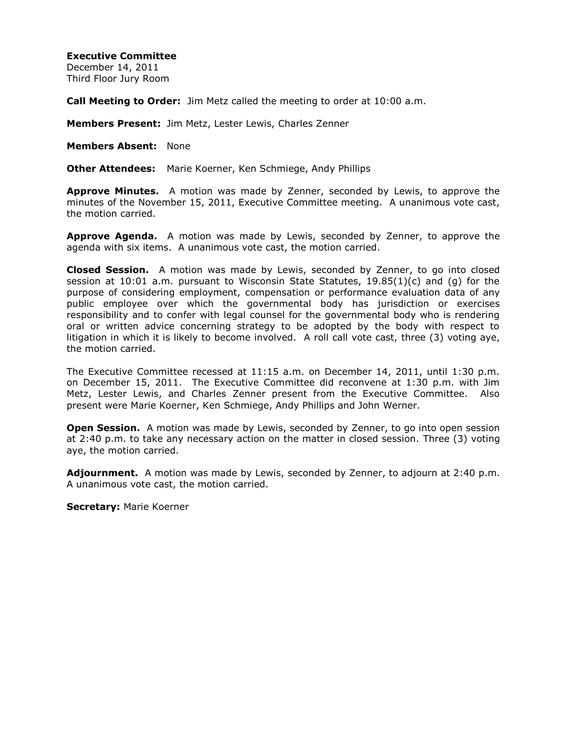**Executive Committee**
December 14, 2011
Third Floor Jury Room

**Call Meeting to Order:** Jim Metz called the meeting to order at 10:00 a.m.

**Members Present:** Jim Metz, Lester Lewis, Charles Zenner

**Members Absent:** None

**Other Attendees:** Marie Koerner, Ken Schmiege, Andy Phillips

**Approve Minutes.** A motion was made by Zenner, seconded by Lewis, to approve the minutes of the November 15, 2011, Executive Committee meeting. A unanimous vote cast, the motion carried.

**Approve Agenda.** A motion was made by Lewis, seconded by Zenner, to approve the agenda with six items. A unanimous vote cast, the motion carried.

**Closed Session.** A motion was made by Lewis, seconded by Zenner, to go into closed session at 10:01 a.m. pursuant to Wisconsin State Statutes, 19.85(1)(c) and (g) for the purpose of considering employment, compensation or performance evaluation data of any public employee over which the governmental body has jurisdiction or exercises responsibility and to confer with legal counsel for the governmental body who is rendering oral or written advice concerning strategy to be adopted by the body with respect to litigation in which it is likely to become involved. A roll call vote cast, three (3) voting aye, the motion carried.

The Executive Committee recessed at 11:15 a.m. on December 14, 2011, until 1:30 p.m. on December 15, 2011. The Executive Committee did reconvene at 1:30 p.m. with Jim Metz, Lester Lewis, and Charles Zenner present from the Executive Committee. Also present were Marie Koerner, Ken Schmiege, Andy Phillips and John Werner.

**Open Session.** A motion was made by Lewis, seconded by Zenner, to go into open session at 2:40 p.m. to take any necessary action on the matter in closed session. Three (3) voting aye, the motion carried.

**Adjournment.** A motion was made by Lewis, seconded by Zenner, to adjourn at 2:40 p.m. A unanimous vote cast, the motion carried.

**Secretary:** Marie Koerner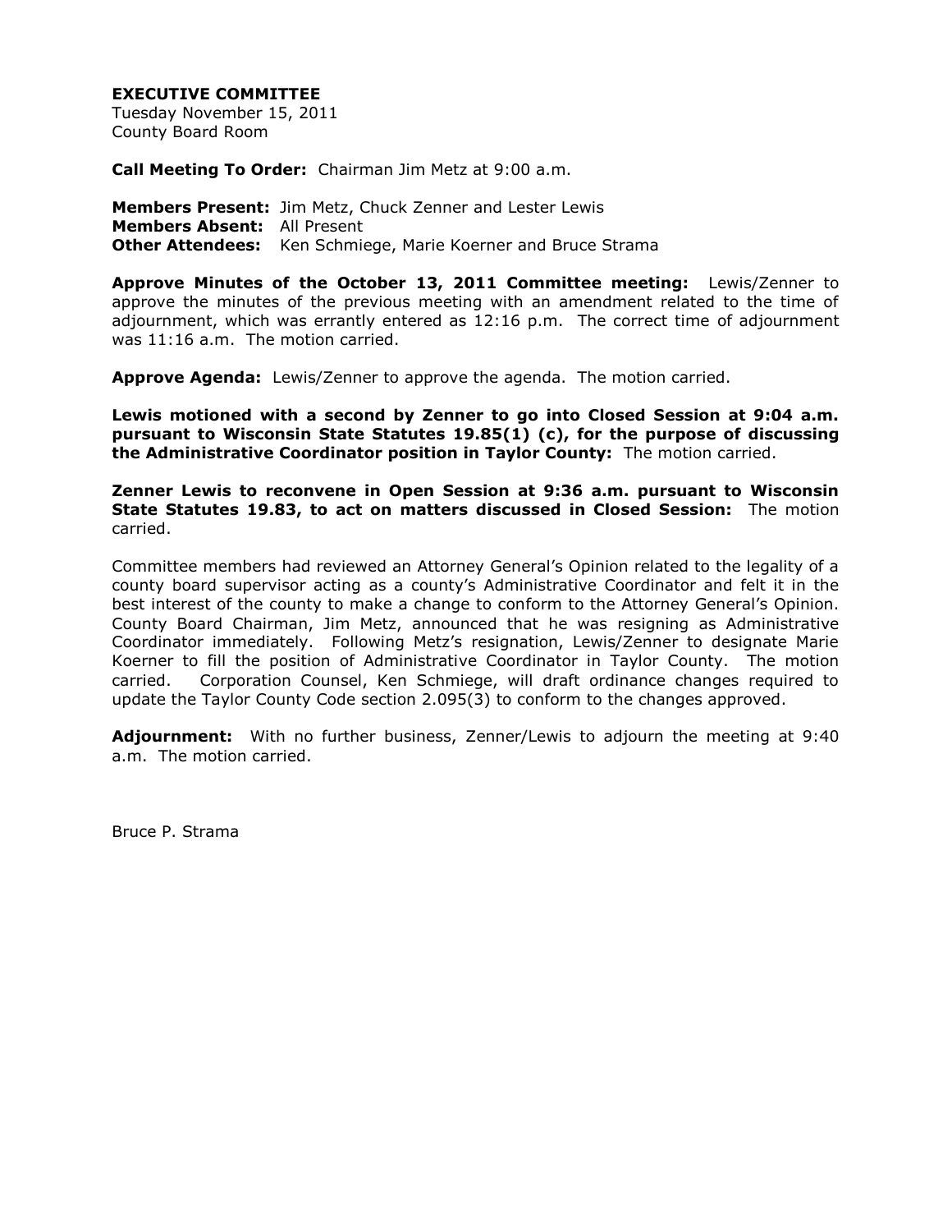**EXECUTIVE COMMITTEE**
Tuesday November 15, 2011
County Board Room

**Call Meeting To Order:** Chairman Jim Metz at 9:00 a.m.

**Members Present:** Jim Metz, Chuck Zenner and Lester Lewis
**Members Absent:** All Present
**Other Attendees:** Ken Schmiege, Marie Koerner and Bruce Strama

**Approve Minutes of the October 13, 2011 Committee meeting:** Lewis/Zenner to approve the minutes of the previous meeting with an amendment related to the time of adjournment, which was errantly entered as 12:16 p.m. The correct time of adjournment was 11:16 a.m. The motion carried.

**Approve Agenda:** Lewis/Zenner to approve the agenda. The motion carried.

**Lewis motioned with a second by Zenner to go into Closed Session at 9:04 a.m. pursuant to Wisconsin State Statutes 19.85(1) (c), for the purpose of discussing the Administrative Coordinator position in Taylor County:** The motion carried.

**Zenner Lewis to reconvene in Open Session at 9:36 a.m. pursuant to Wisconsin State Statutes 19.83, to act on matters discussed in Closed Session:** The motion carried.

Committee members had reviewed an Attorney General's Opinion related to the legality of a county board supervisor acting as a county's Administrative Coordinator and felt it in the best interest of the county to make a change to conform to the Attorney General's Opinion. County Board Chairman, Jim Metz, announced that he was resigning as Administrative Coordinator immediately. Following Metz's resignation, Lewis/Zenner to designate Marie Koerner to fill the position of Administrative Coordinator in Taylor County. The motion carried. Corporation Counsel, Ken Schmiege, will draft ordinance changes required to update the Taylor County Code section 2.095(3) to conform to the changes approved.

**Adjournment:** With no further business, Zenner/Lewis to adjourn the meeting at 9:40 a.m. The motion carried.

Bruce P. Strama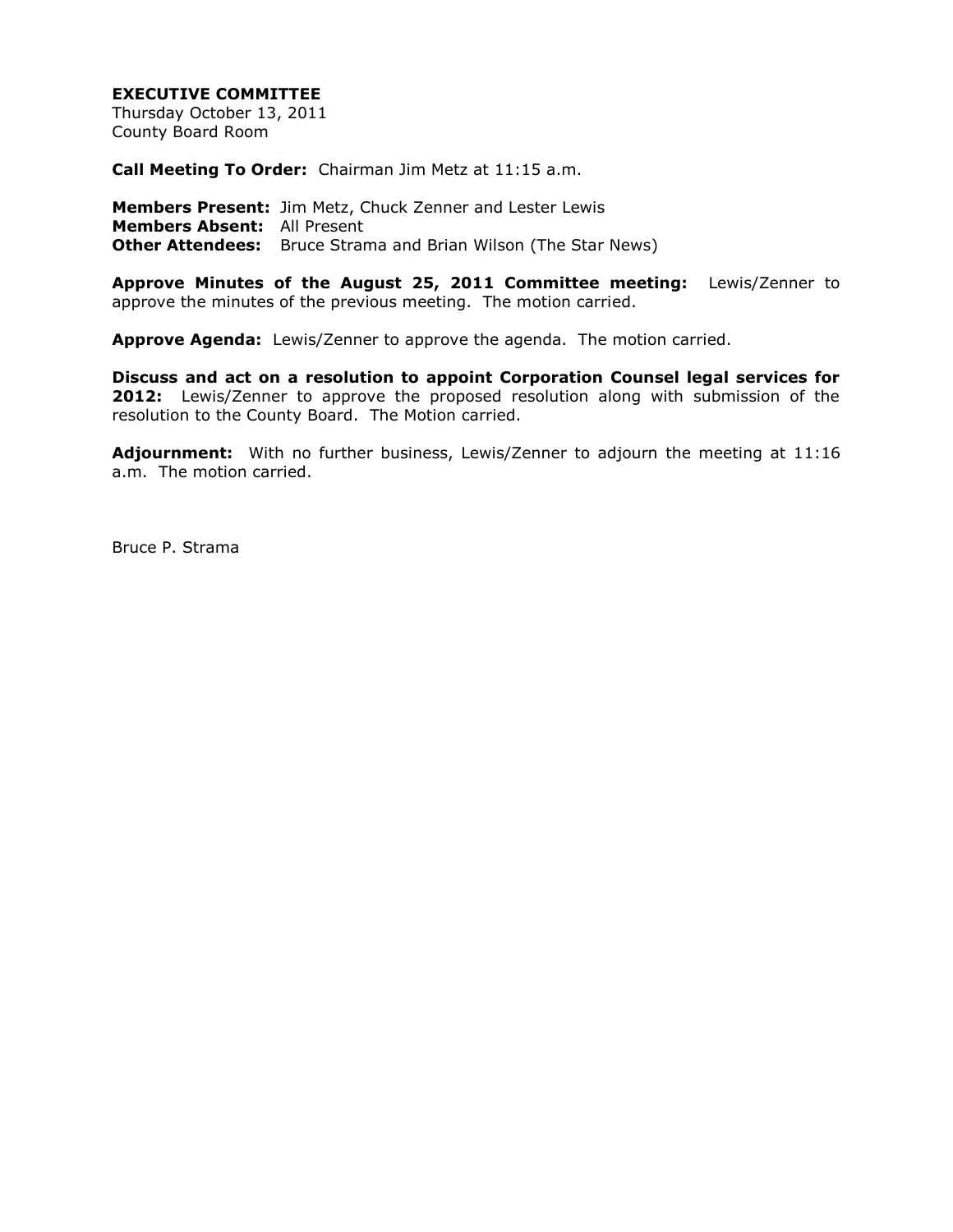**EXECUTIVE COMMITTEE**
Thursday October 13, 2011
County Board Room

**Call Meeting To Order:** Chairman Jim Metz at 11:15 a.m.

**Members Present:** Jim Metz, Chuck Zenner and Lester Lewis
**Members Absent:** All Present
**Other Attendees:** Bruce Strama and Brian Wilson (The Star News)

**Approve Minutes of the August 25, 2011 Committee meeting:** Lewis/Zenner to approve the minutes of the previous meeting. The motion carried.

**Approve Agenda:** Lewis/Zenner to approve the agenda. The motion carried.

**Discuss and act on a resolution to appoint Corporation Counsel legal services for 2012:** Lewis/Zenner to approve the proposed resolution along with submission of the resolution to the County Board. The Motion carried.

**Adjournment:** With no further business, Lewis/Zenner to adjourn the meeting at 11:16 a.m. The motion carried.

Bruce P. Strama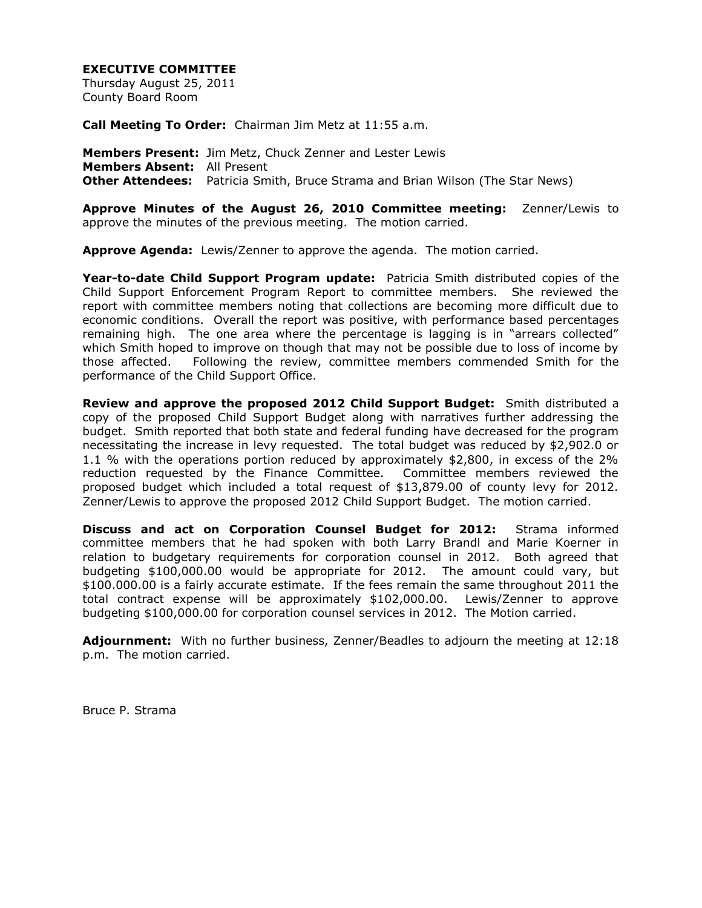**EXECUTIVE COMMITTEE**
Thursday August 25, 2011
County Board Room

**Call Meeting To Order:** Chairman Jim Metz at 11:55 a.m.

**Members Present:** Jim Metz, Chuck Zenner and Lester Lewis
**Members Absent:** All Present
**Other Attendees:** Patricia Smith, Bruce Strama and Brian Wilson (The Star News)

**Approve Minutes of the August 26, 2010 Committee meeting:** Zenner/Lewis to approve the minutes of the previous meeting. The motion carried.

**Approve Agenda:** Lewis/Zenner to approve the agenda. The motion carried.

**Year-to-date Child Support Program update:** Patricia Smith distributed copies of the Child Support Enforcement Program Report to committee members. She reviewed the report with committee members noting that collections are becoming more difficult due to economic conditions. Overall the report was positive, with performance based percentages remaining high. The one area where the percentage is lagging is in "arrears collected" which Smith hoped to improve on though that may not be possible due to loss of income by those affected. Following the review, committee members commended Smith for the performance of the Child Support Office.

**Review and approve the proposed 2012 Child Support Budget:** Smith distributed a copy of the proposed Child Support Budget along with narratives further addressing the budget. Smith reported that both state and federal funding have decreased for the program necessitating the increase in levy requested. The total budget was reduced by $2,902.0 or 1.1 % with the operations portion reduced by approximately $2,800, in excess of the 2% reduction requested by the Finance Committee. Committee members reviewed the proposed budget which included a total request of $13,879.00 of county levy for 2012. Zenner/Lewis to approve the proposed 2012 Child Support Budget. The motion carried.

**Discuss and act on Corporation Counsel Budget for 2012:** Strama informed committee members that he had spoken with both Larry Brandl and Marie Koerner in relation to budgetary requirements for corporation counsel in 2012. Both agreed that budgeting $100,000.00 would be appropriate for 2012. The amount could vary, but $100.000.00 is a fairly accurate estimate. If the fees remain the same throughout 2011 the total contract expense will be approximately $102,000.00. Lewis/Zenner to approve budgeting $100,000.00 for corporation counsel services in 2012. The Motion carried.

**Adjournment:** With no further business, Zenner/Beadles to adjourn the meeting at 12:18 p.m. The motion carried.

Bruce P. Strama